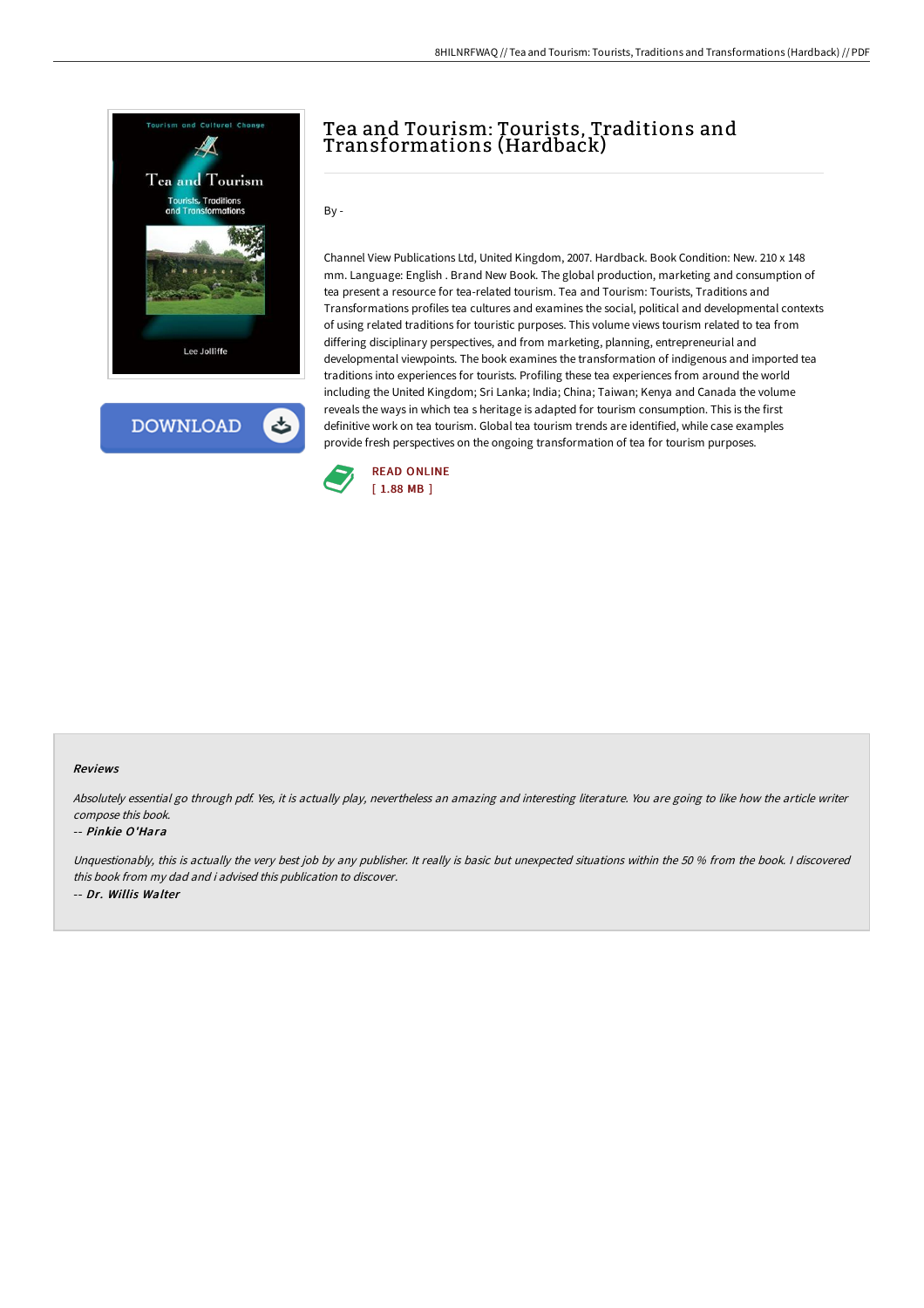# Tea and Tourism: Tourists, Traditions and Transformations (Hardback)

By -

Channel View Publications Ltd, United Kingdom, 2007. Hardback. Book Condition: New. 210 x 148 mm. Language: English . Brand New Book. The global production, marketing and consumption of tea present a resource for tea-related tourism. Tea and Tourism: Tourists, Traditions and Transformations profiles tea cultures and examines the social, political and developmental contexts of using related traditions for touristic purposes. This volume views tourism related to tea from differing disciplinary perspectives, and from marketing, planning, entrepreneurial and developmental viewpoints. The book examines the transformation of indigenous and imported tea traditions into experiences for tourists. Profiling these tea experiences from around the world including the United Kingdom; Sri Lanka; India; China; Taiwan; Kenya and Canada the volume reveals the ways in which tea s heritage is adapted for tourism consumption. This is the first definitive work on tea tourism. Global tea tourism trends are identified, while case examples provide fresh perspectives on the ongoing transformation of tea for tourism purposes.

READ ONLINE
[ 1.88 MB ]

### Reviews

*Absolutely essential go through pdf. Yes, it is actually play, nevertheless an amazing and interesting literature. You are going to like how the article writer compose this book.*

*-- Pinkie O'Hara*

*Unquestionably, this is actually the very best job by any publisher. It really is basic but unexpected situations within the 50 % from the book. I discovered this book from my dad and i advised this publication to discover.*

*-- Dr. Willis Walter*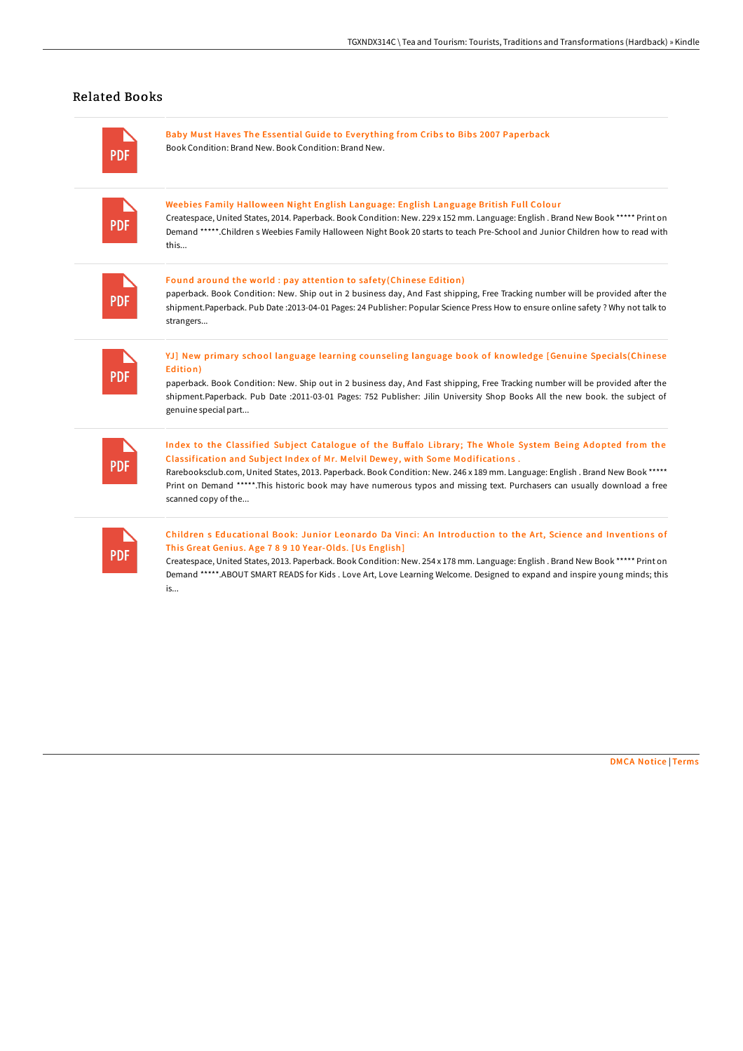## Related Books

**Baby Must Haves The Essential Guide to Everything from Cribs to Bibs 2007 Paperback**
Book Condition: Brand New. Book Condition: Brand New.

**Weebies Family Halloween Night English Language: English Language British Full Colour**
Createspace, United States, 2014. Paperback. Book Condition: New. 229 x 152 mm. Language: English . Brand New Book ***** Print on Demand *****.Children s Weebies Family Halloween Night Book 20 starts to teach Pre-School and Junior Children how to read with this...

**Found around the world : pay attention to safety(Chinese Edition)**
paperback. Book Condition: New. Ship out in 2 business day, And Fast shipping, Free Tracking number will be provided after the shipment.Paperback. Pub Date :2013-04-01 Pages: 24 Publisher: Popular Science Press How to ensure online safety ? Why not talk to strangers...

**YJ] New primary school language learning counseling language book of knowledge [Genuine Specials(Chinese Edition)**
paperback. Book Condition: New. Ship out in 2 business day, And Fast shipping, Free Tracking number will be provided after the shipment.Paperback. Pub Date :2011-03-01 Pages: 752 Publisher: Jilin University Shop Books All the new book. the subject of genuine special part...

**Index to the Classified Subject Catalogue of the Buffalo Library; The Whole System Being Adopted from the Classification and Subject Index of Mr. Melvil Dewey, with Some Modifications .**
Rarebooksclub.com, United States, 2013. Paperback. Book Condition: New. 246 x 189 mm. Language: English . Brand New Book ***** Print on Demand *****.This historic book may have numerous typos and missing text. Purchasers can usually download a free scanned copy of the...

**Children s Educational Book: Junior Leonardo Da Vinci: An Introduction to the Art, Science and Inventions of This Great Genius. Age 7 8 9 10 Year-Olds. [Us English]**
Createspace, United States, 2013. Paperback. Book Condition: New. 254 x 178 mm. Language: English . Brand New Book ***** Print on Demand *****.ABOUT SMART READS for Kids . Love Art, Love Learning Welcome. Designed to expand and inspire young minds; this is...